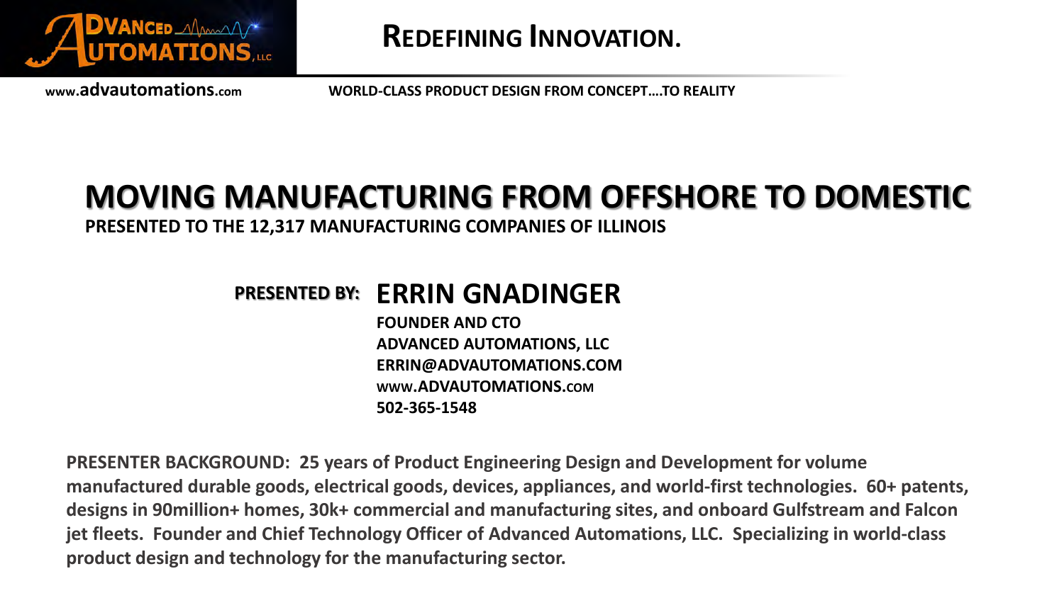**ADVANCED AUTOMATIONS, LLC**

# REDEFINING INNOVATION.

www.advautomations.com

WORLD-CLASS PRODUCT DESIGN FROM CONCEPT....TO REALITY

# MOVING MANUFACTURING FROM OFFSHORE TO DOMESTIC

**PRESENTED TO THE 12,317 MANUFACTURING COMPANIES OF ILLINOIS**

**PRESENTED BY:** **ERRIN GNADINGER**

**FOUNDER AND CTO**
**ADVANCED AUTOMATIONS, LLC**
**ERRIN@ADVAUTOMATIONS.COM**
**WWW.ADVAUTOMATIONS.COM**
**502-365-1548**

**PRESENTER BACKGROUND: 25 years of Product Engineering Design and Development for volume manufactured durable goods, electrical goods, devices, appliances, and world-first technologies. 60+ patents, designs in 90million+ homes, 30k+ commercial and manufacturing sites, and onboard Gulfstream and Falcon jet fleets. Founder and Chief Technology Officer of Advanced Automations, LLC. Specializing in world-class product design and technology for the manufacturing sector.**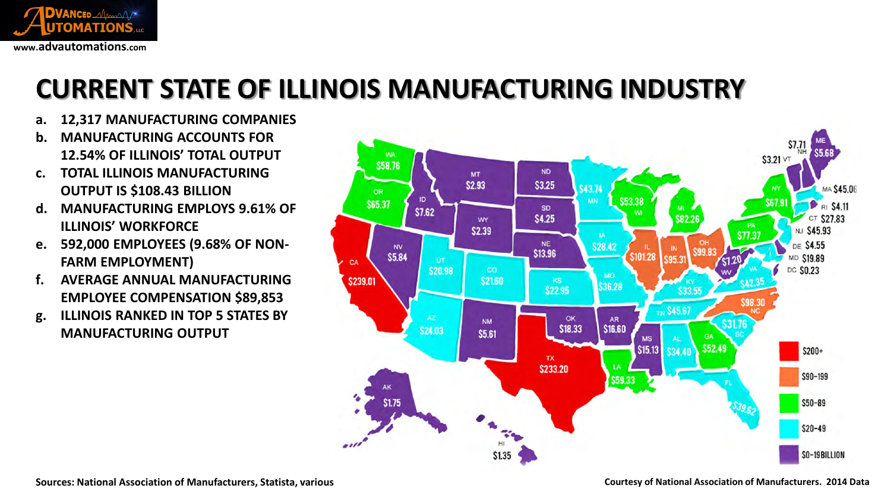# CURRENT STATE OF ILLINOIS MANUFACTURING INDUSTRY

a. **12,317 MANUFACTURING COMPANIES**
b. **MANUFACTURING ACCOUNTS FOR 12.54% OF ILLINOIS' TOTAL OUTPUT**
c. **TOTAL ILLINOIS MANUFACTURING OUTPUT IS $108.43 BILLION**
d. **MANUFACTURING EMPLOYS 9.61% OF ILLINOIS' WORKFORCE**
e. **592,000 EMPLOYEES (9.68% OF NON-FARM EMPLOYMENT)**
f. **AVERAGE ANNUAL MANUFACTURING EMPLOYEE COMPENSATION $89,853**
g. **ILLINOIS RANKED IN TOP 5 STATES BY MANUFACTURING OUTPUT**

**Sources: National Association of Manufacturers, Statista, various**

**Courtesy of National Association of Manufacturers. 2014 Data**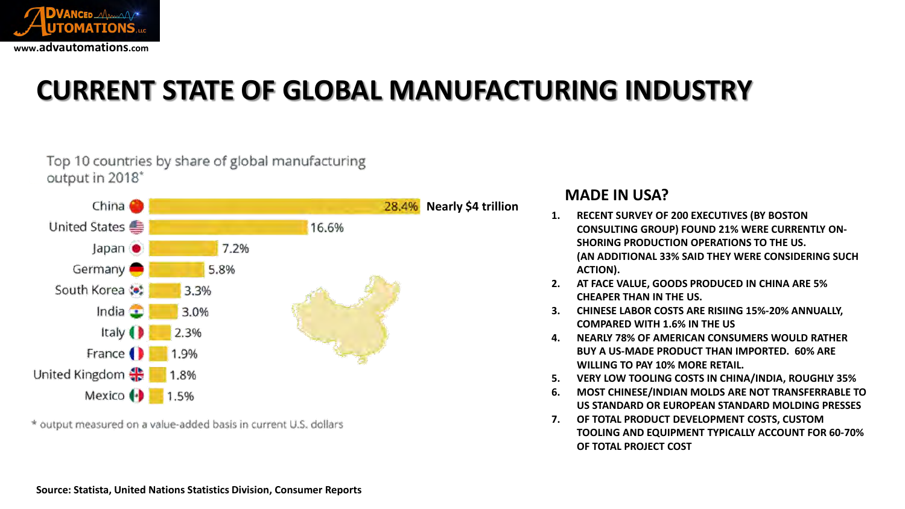# CURRENT STATE OF GLOBAL MANUFACTURING INDUSTRY

Top 10 countries by share of global manufacturing output in 2018*

| Country | Share |
| --- | --- |
| China | 28.4% — **Nearly $4 trillion** |
| United States | 16.6% |
| Japan | 7.2% |
| Germany | 5.8% |
| South Korea | 3.3% |
| India | 3.0% |
| Italy | 2.3% |
| France | 1.9% |
| United Kingdom | 1.8% |
| Mexico | 1.5% |

* output measured on a value-added basis in current U.S. dollars

## MADE IN USA?

1. **RECENT SURVEY OF 200 EXECUTIVES (BY BOSTON CONSULTING GROUP) FOUND 21% WERE CURRENTLY ON-SHORING PRODUCTION OPERATIONS TO THE US. (AN ADDITIONAL 33% SAID THEY WERE CONSIDERING SUCH ACTION).**
2. **AT FACE VALUE, GOODS PRODUCED IN CHINA ARE 5% CHEAPER THAN IN THE US.**
3. **CHINESE LABOR COSTS ARE RISIING 15%-20% ANNUALLY, COMPARED WITH 1.6% IN THE US**
4. **NEARLY 78% OF AMERICAN CONSUMERS WOULD RATHER BUY A US-MADE PRODUCT THAN IMPORTED. 60% ARE WILLING TO PAY 10% MORE RETAIL.**
5. **VERY LOW TOOLING COSTS IN CHINA/INDIA, ROUGHLY 35%**
6. **MOST CHINESE/INDIAN MOLDS ARE NOT TRANSFERRABLE TO US STANDARD OR EUROPEAN STANDARD MOLDING PRESSES**
7. **OF TOTAL PRODUCT DEVELOPMENT COSTS, CUSTOM TOOLING AND EQUIPMENT TYPICALLY ACCOUNT FOR 60-70% OF TOTAL PROJECT COST**

**Source: Statista, United Nations Statistics Division, Consumer Reports**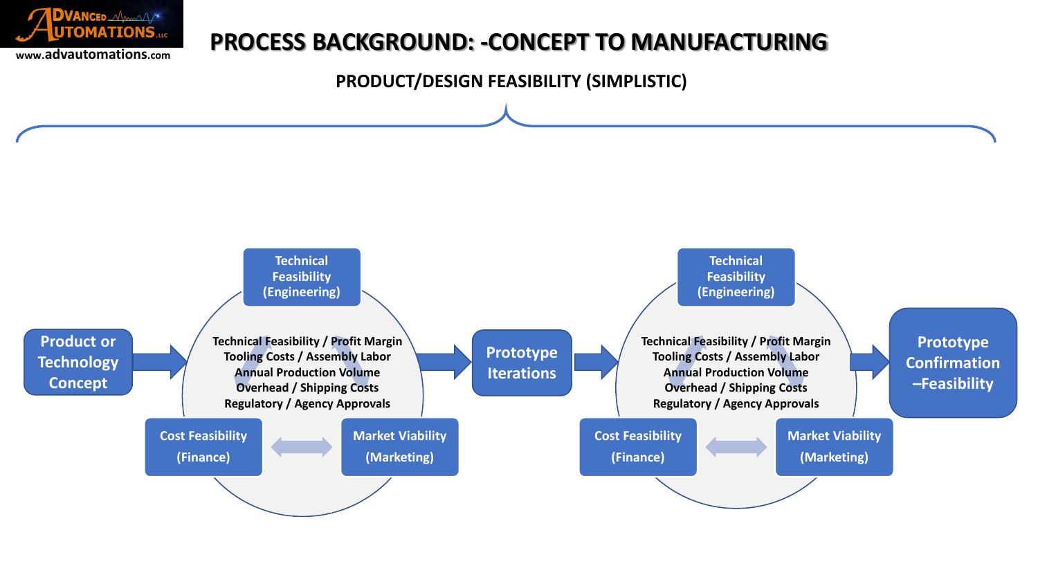# PROCESS BACKGROUND: -CONCEPT TO MANUFACTURING

## PRODUCT/DESIGN FEASIBILITY (SIMPLISTIC)

Product or Technology Concept

Technical Feasibility (Engineering)

Technical Feasibility / Profit Margin
Tooling Costs / Assembly Labor
Annual Production Volume
Overhead / Shipping Costs
Regulatory / Agency Approvals

Cost Feasibility (Finance)

Market Viability (Marketing)

Prototype Iterations

Technical Feasibility (Engineering)

Technical Feasibility / Profit Margin
Tooling Costs / Assembly Labor
Annual Production Volume
Overhead / Shipping Costs
Regulatory / Agency Approvals

Cost Feasibility (Finance)

Market Viability (Marketing)

Prototype Confirmation –Feasibility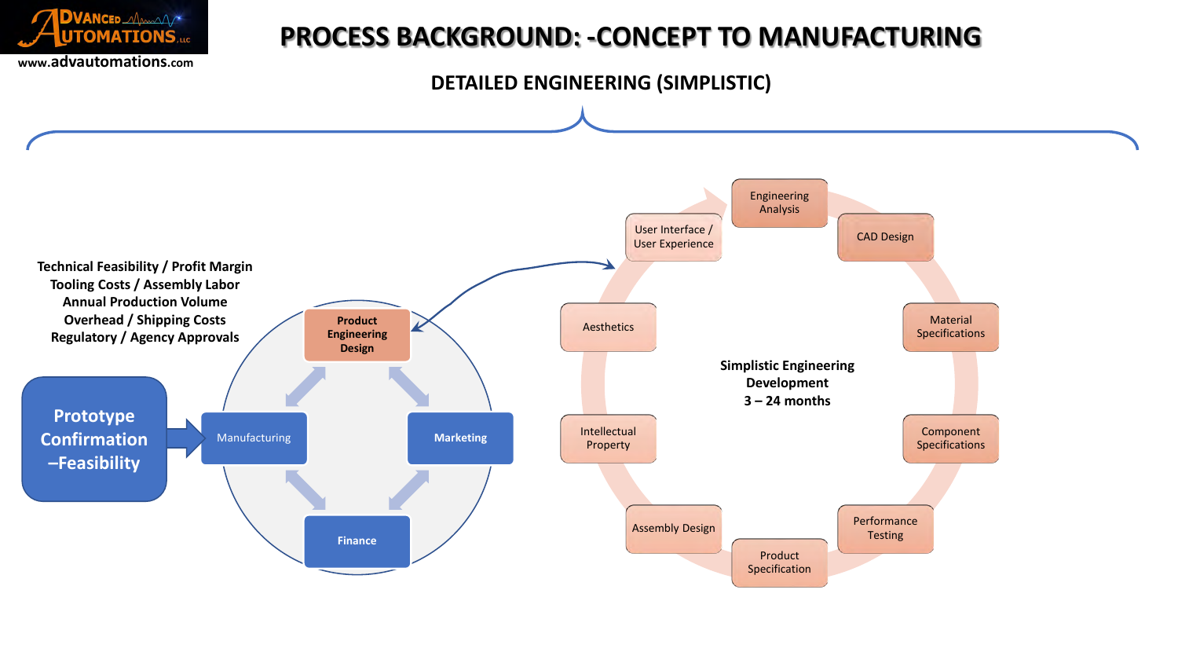# PROCESS BACKGROUND: -CONCEPT TO MANUFACTURING

## DETAILED ENGINEERING (SIMPLISTIC)

**Technical Feasibility / Profit Margin**
**Tooling Costs / Assembly Labor**
**Annual Production Volume**
**Overhead / Shipping Costs**
**Regulatory / Agency Approvals**

**Prototype Confirmation –Feasibility**

- **Product Engineering Design**
- Manufacturing
- **Marketing**
- **Finance**

**Simplistic Engineering Development**
**3 – 24 months**

- Engineering Analysis
- CAD Design
- Material Specifications
- Component Specifications
- Performance Testing
- Product Specification
- Assembly Design
- Intellectual Property
- Aesthetics
- User Interface / User Experience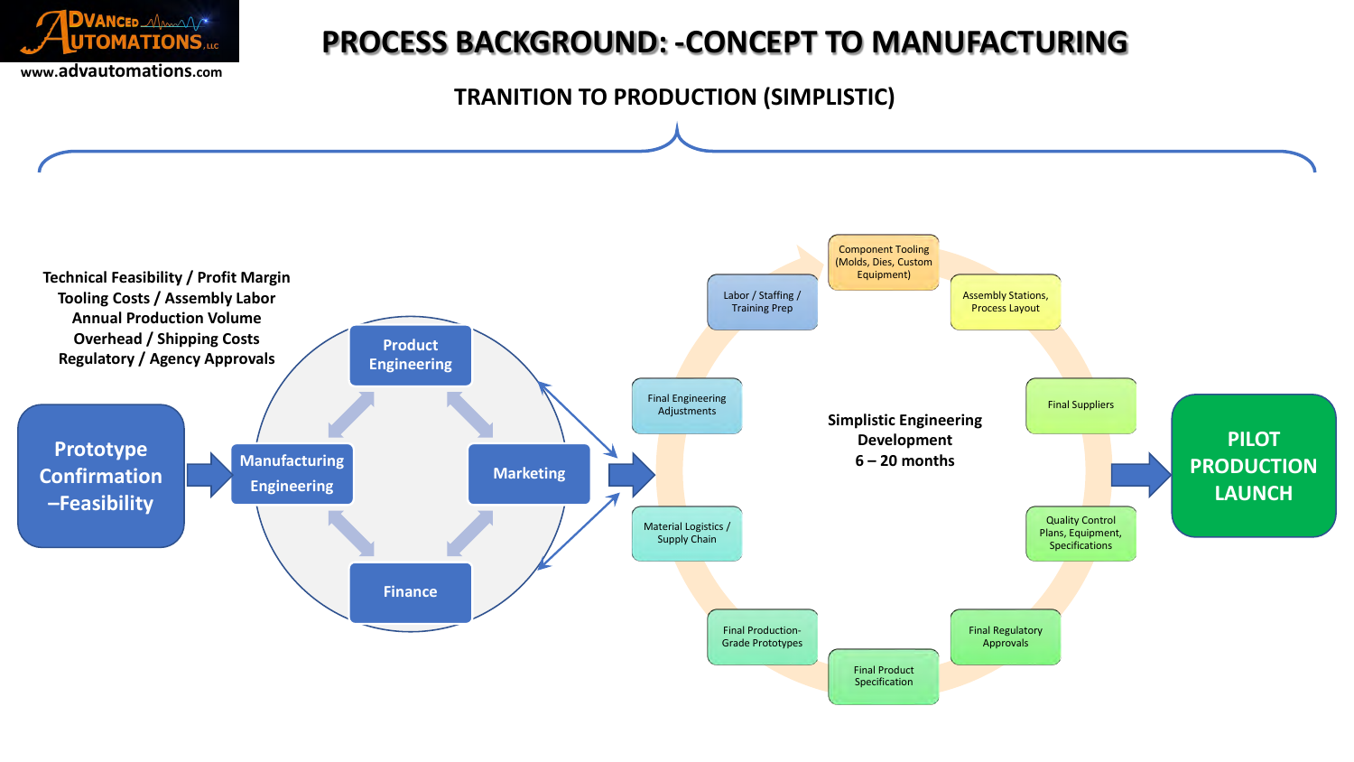# PROCESS BACKGROUND: -CONCEPT TO MANUFACTURING

## TRANITION TO PRODUCTION (SIMPLISTIC)

**Technical Feasibility / Profit Margin**
**Tooling Costs / Assembly Labor**
**Annual Production Volume**
**Overhead / Shipping Costs**
**Regulatory / Agency Approvals**

**Prototype Confirmation –Feasibility**

- Product Engineering
- Manufacturing Engineering
- Marketing
- Finance

**Simplistic Engineering Development**
**6 – 20 months**

- Component Tooling (Molds, Dies, Custom Equipment)
- Assembly Stations, Process Layout
- Final Suppliers
- Quality Control Plans, Equipment, Specifications
- Final Regulatory Approvals
- Final Product Specification
- Final Production-Grade Prototypes
- Material Logistics / Supply Chain
- Final Engineering Adjustments
- Labor / Staffing / Training Prep

**PILOT PRODUCTION LAUNCH**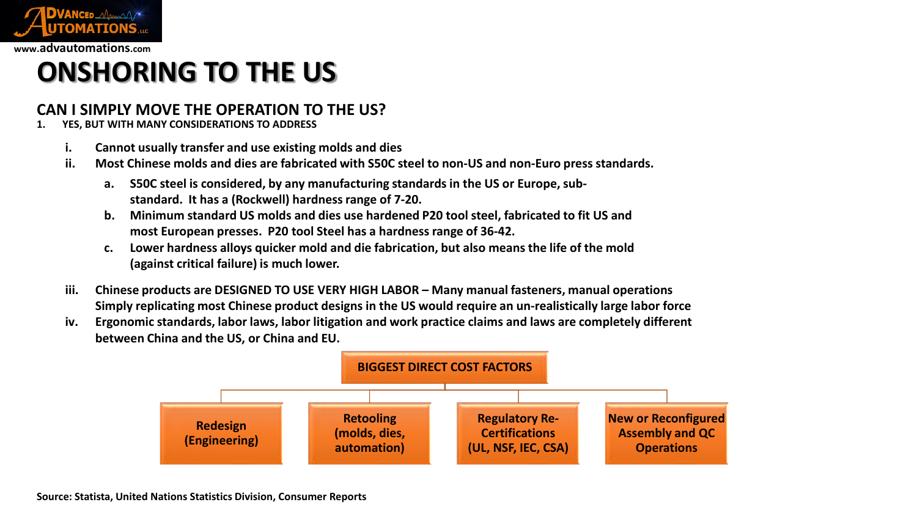www.advautomations.com

# ONSHORING TO THE US

## CAN I SIMPLY MOVE THE OPERATION TO THE US?

1. YES, BUT WITH MANY CONSIDERATIONS TO ADDRESS

   i. Cannot usually transfer and use existing molds and dies

   ii. Most Chinese molds and dies are fabricated with S50C steel to non-US and non-Euro press standards.

      a. S50C steel is considered, by any manufacturing standards in the US or Europe, sub-standard. It has a (Rockwell) hardness range of 7-20.

      b. Minimum standard US molds and dies use hardened P20 tool steel, fabricated to fit US and most European presses. P20 tool Steel has a hardness range of 36-42.

      c. Lower hardness alloys quicker mold and die fabrication, but also means the life of the mold (against critical failure) is much lower.

   iii. Chinese products are DESIGNED TO USE VERY HIGH LABOR – Many manual fasteners, manual operations Simply replicating most Chinese product designs in the US would require an un-realistically large labor force

   iv. Ergonomic standards, labor laws, labor litigation and work practice claims and laws are completely different between China and the US, or China and EU.

**BIGGEST DIRECT COST FACTORS**

- Redesign (Engineering)
- Retooling (molds, dies, automation)
- Regulatory Re-Certifications (UL, NSF, IEC, CSA)
- New or Reconfigured Assembly and QC Operations

Source: Statista, United Nations Statistics Division, Consumer Reports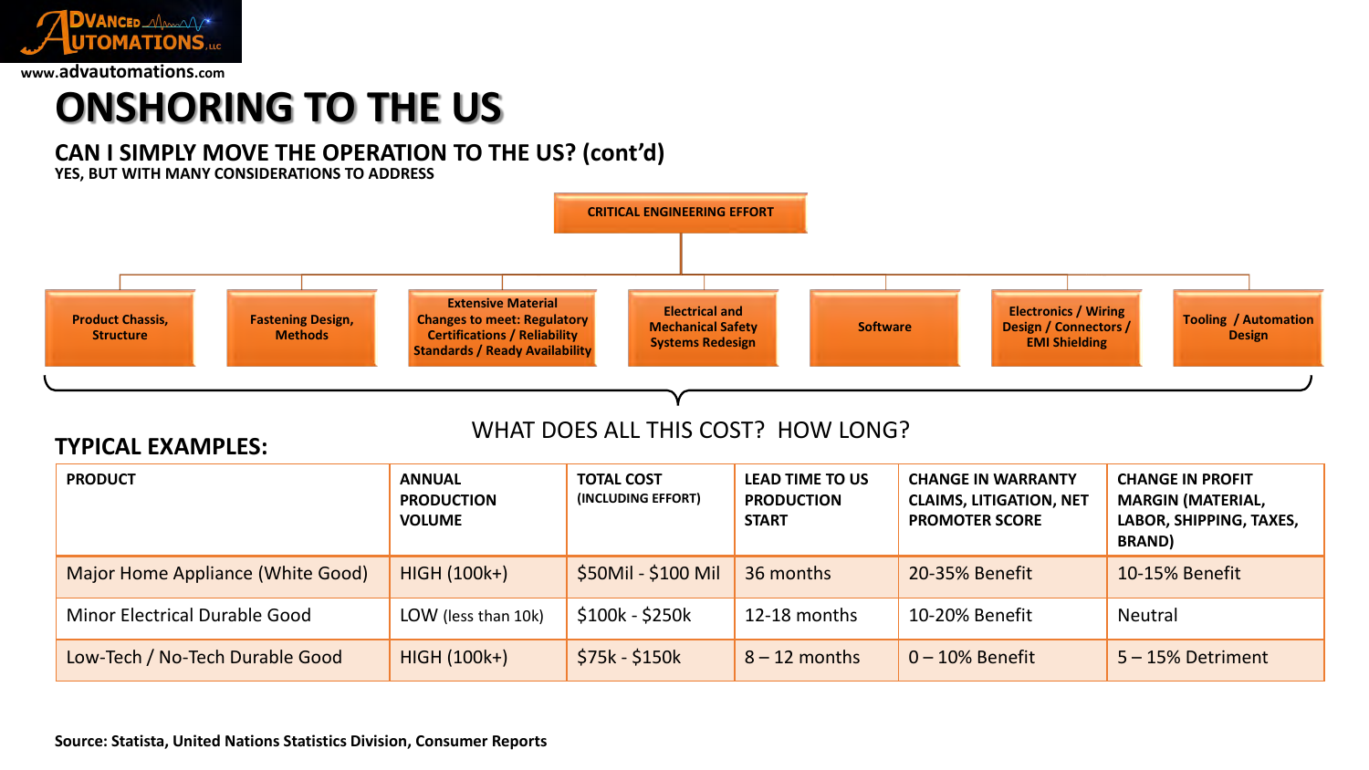# ONSHORING TO THE US

## CAN I SIMPLY MOVE THE OPERATION TO THE US? (cont'd)

**YES, BUT WITH MANY CONSIDERATIONS TO ADDRESS**

**CRITICAL ENGINEERING EFFORT**

- Product Chassis, Structure
- Fastening Design, Methods
- Extensive Material Changes to meet: Regulatory Certifications / Reliability Standards / Ready Availability
- Electrical and Mechanical Safety Systems Redesign
- Software
- Electronics / Wiring Design / Connectors / EMI Shielding
- Tooling / Automation Design

WHAT DOES ALL THIS COST? HOW LONG?

### TYPICAL EXAMPLES:

| PRODUCT | ANNUAL PRODUCTION VOLUME | TOTAL COST (INCLUDING EFFORT) | LEAD TIME TO US PRODUCTION START | CHANGE IN WARRANTY CLAIMS, LITIGATION, NET PROMOTER SCORE | CHANGE IN PROFIT MARGIN (MATERIAL, LABOR, SHIPPING, TAXES, BRAND) |
|---|---|---|---|---|---|
| Major Home Appliance (White Good) | HIGH (100k+) | $50Mil - $100 Mil | 36 months | 20-35% Benefit | 10-15% Benefit |
| Minor Electrical Durable Good | LOW (less than 10k) | $100k - $250k | 12-18 months | 10-20% Benefit | Neutral |
| Low-Tech / No-Tech Durable Good | HIGH (100k+) | $75k - $150k | 8 – 12 months | 0 – 10% Benefit | 5 – 15% Detriment |

**Source: Statista, United Nations Statistics Division, Consumer Reports**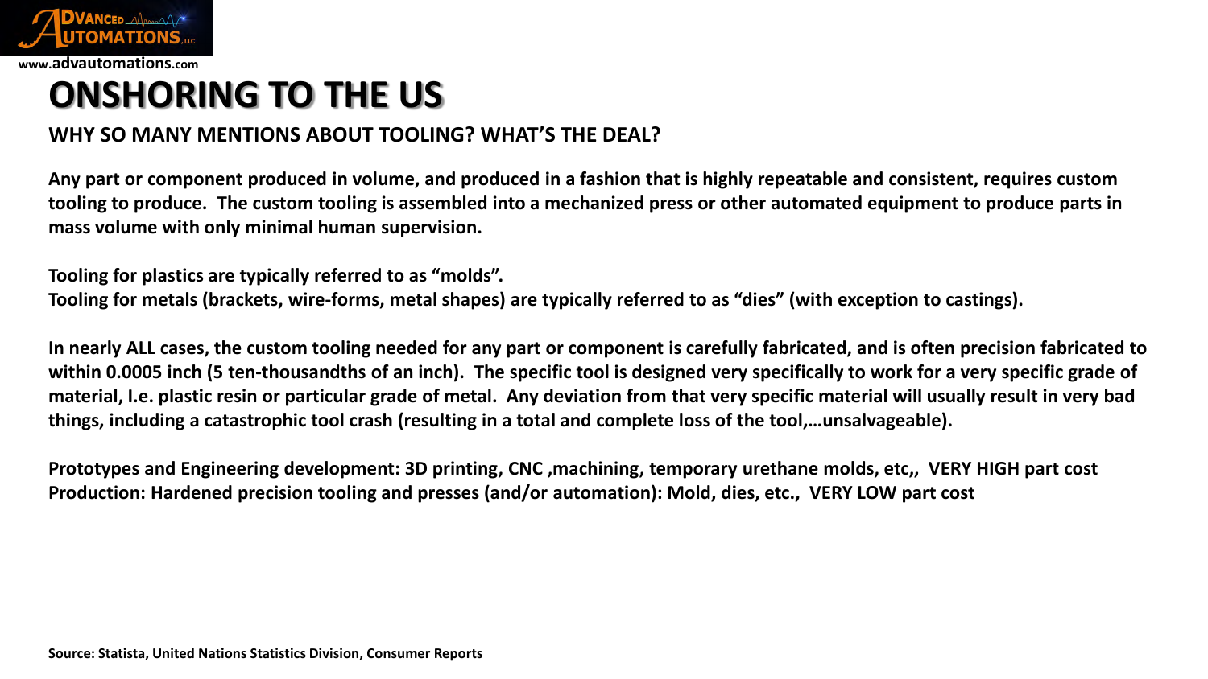# ONSHORING TO THE US

## WHY SO MANY MENTIONS ABOUT TOOLING? WHAT'S THE DEAL?

**Any part or component produced in volume, and produced in a fashion that is highly repeatable and consistent, requires custom tooling to produce. The custom tooling is assembled into a mechanized press or other automated equipment to produce parts in mass volume with only minimal human supervision.**

**Tooling for plastics are typically referred to as "molds".**
**Tooling for metals (brackets, wire-forms, metal shapes) are typically referred to as "dies" (with exception to castings).**

**In nearly ALL cases, the custom tooling needed for any part or component is carefully fabricated, and is often precision fabricated to within 0.0005 inch (5 ten-thousandths of an inch). The specific tool is designed very specifically to work for a very specific grade of material, I.e. plastic resin or particular grade of metal. Any deviation from that very specific material will usually result in very bad things, including a catastrophic tool crash (resulting in a total and complete loss of the tool,…unsalvageable).**

**Prototypes and Engineering development: 3D printing, CNC ,machining, temporary urethane molds, etc,, VERY HIGH part cost**
**Production: Hardened precision tooling and presses (and/or automation): Mold, dies, etc., VERY LOW part cost**

**Source: Statista, United Nations Statistics Division, Consumer Reports**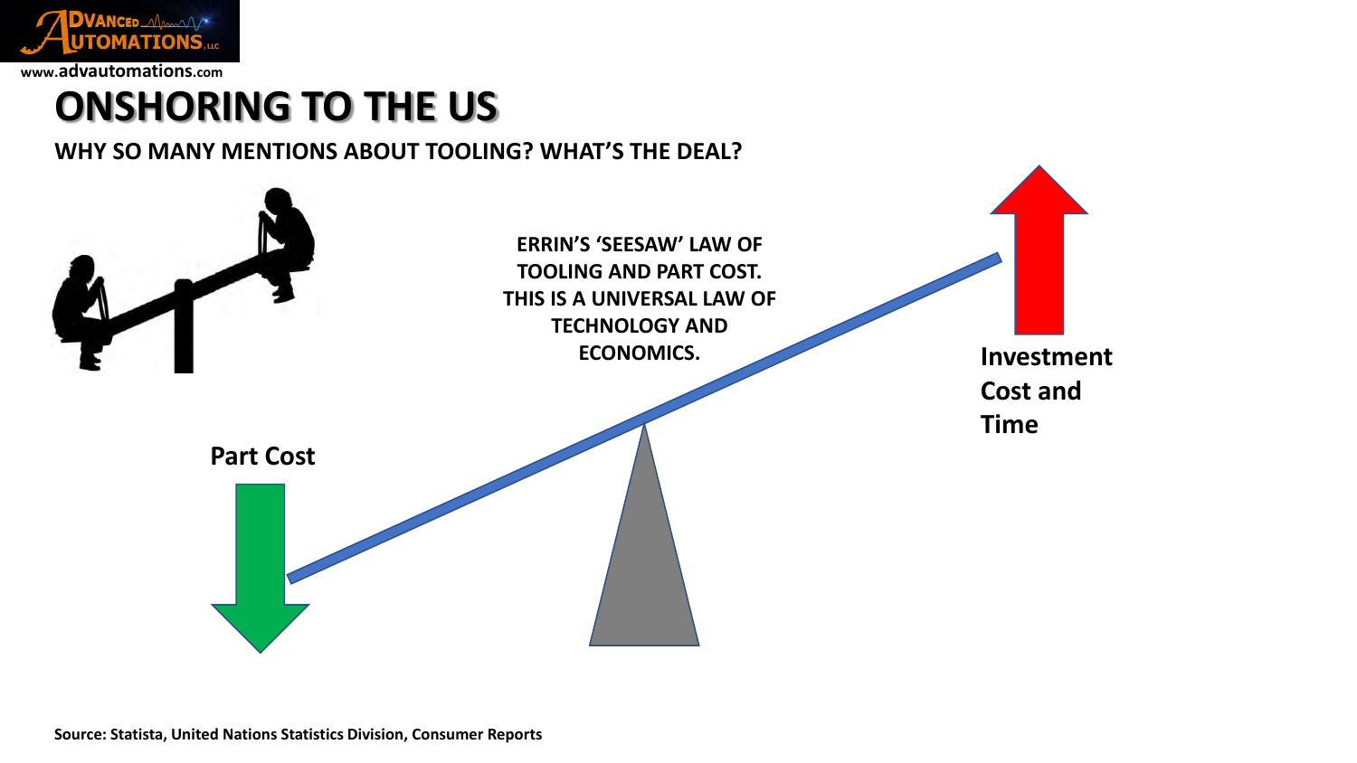# ONSHORING TO THE US

**WHY SO MANY MENTIONS ABOUT TOOLING? WHAT'S THE DEAL?**

**ERRIN'S 'SEESAW' LAW OF TOOLING AND PART COST. THIS IS A UNIVERSAL LAW OF TECHNOLOGY AND ECONOMICS.**

**Part Cost**

**Investment Cost and Time**

**Source: Statista, United Nations Statistics Division, Consumer Reports**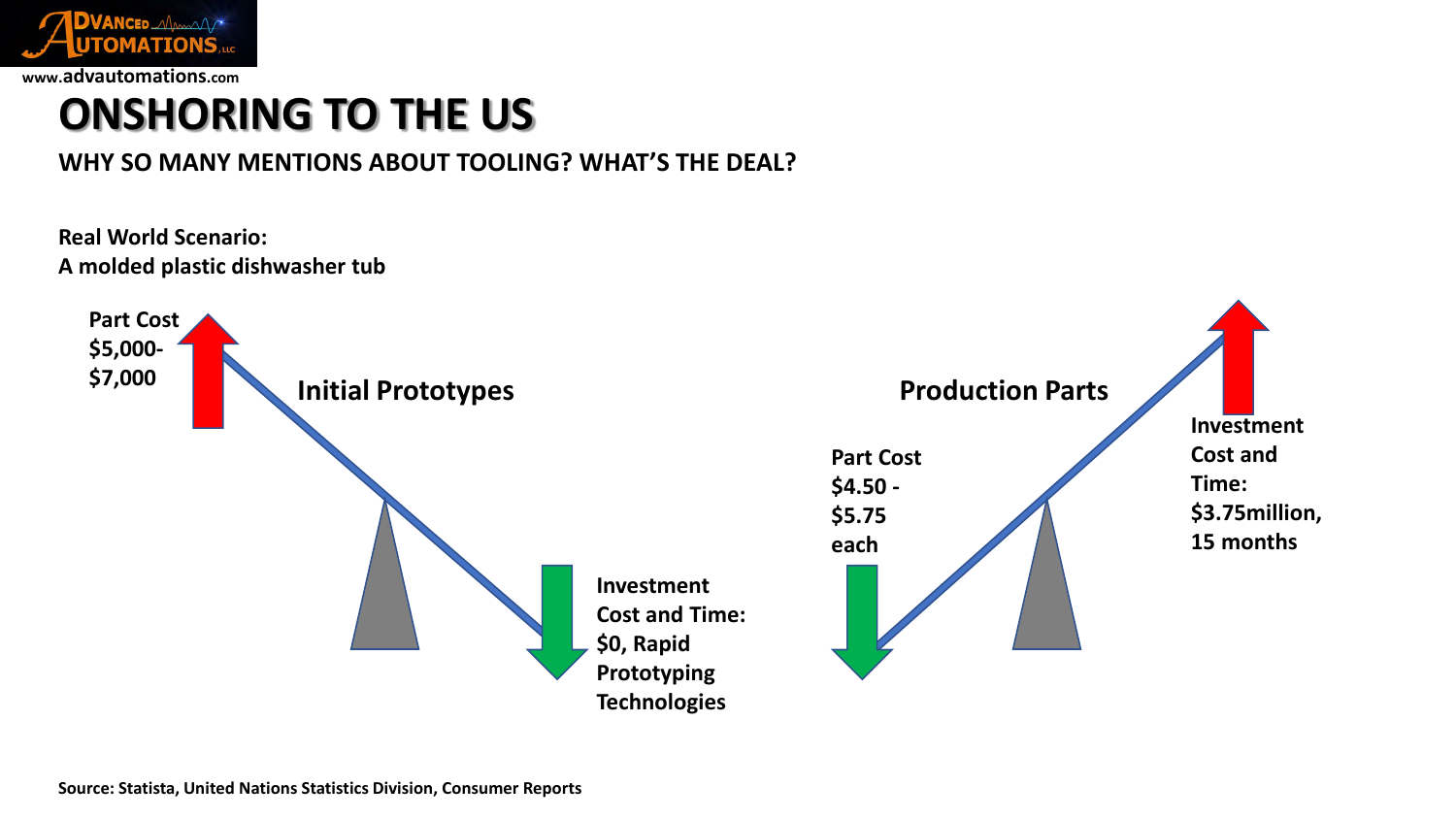# ONSHORING TO THE US

**WHY SO MANY MENTIONS ABOUT TOOLING? WHAT'S THE DEAL?**

**Real World Scenario:**
**A molded plastic dishwasher tub**

**Initial Prototypes**

**Part Cost $5,000-$7,000**

**Investment Cost and Time: $0, Rapid Prototyping Technologies**

**Production Parts**

**Part Cost $4.50 - $5.75 each**

**Investment Cost and Time: $3.75million, 15 months**

**Source: Statista, United Nations Statistics Division, Consumer Reports**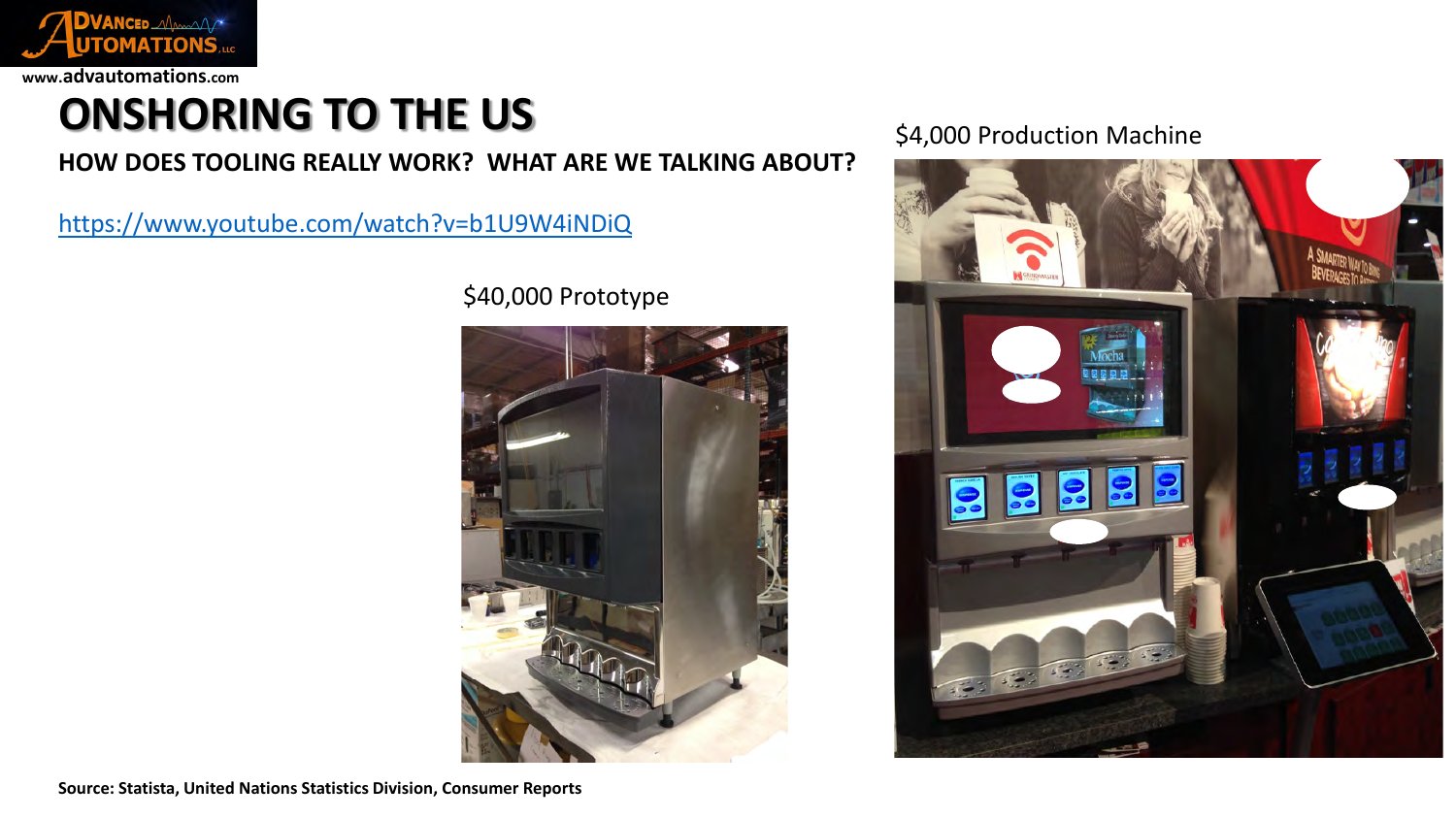# ONSHORING TO THE US

**HOW DOES TOOLING REALLY WORK? WHAT ARE WE TALKING ABOUT?**

https://www.youtube.com/watch?v=b1U9W4iNDiQ

$40,000 Prototype

$4,000 Production Machine

**Source: Statista, United Nations Statistics Division, Consumer Reports**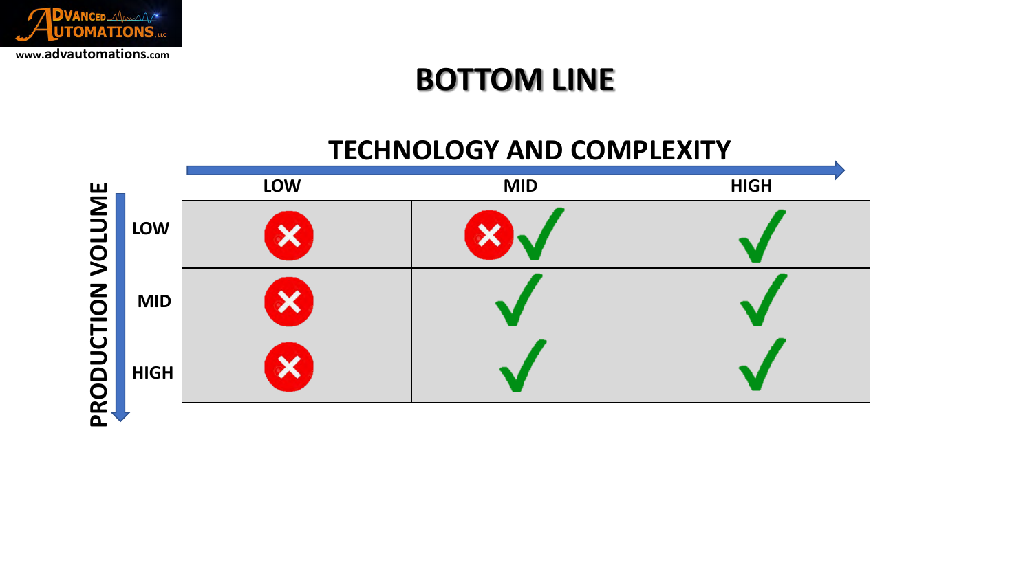# BOTTOM LINE

**TECHNOLOGY AND COMPLEXITY** →

**PRODUCTION VOLUME** ↓

| | LOW | MID | HIGH |
|---|---|---|---|
| **LOW** | ✗ | ✗ ✓ | ✓ |
| **MID** | ✗ | ✓ | ✓ |
| **HIGH** | ✗ | ✓ | ✓ |